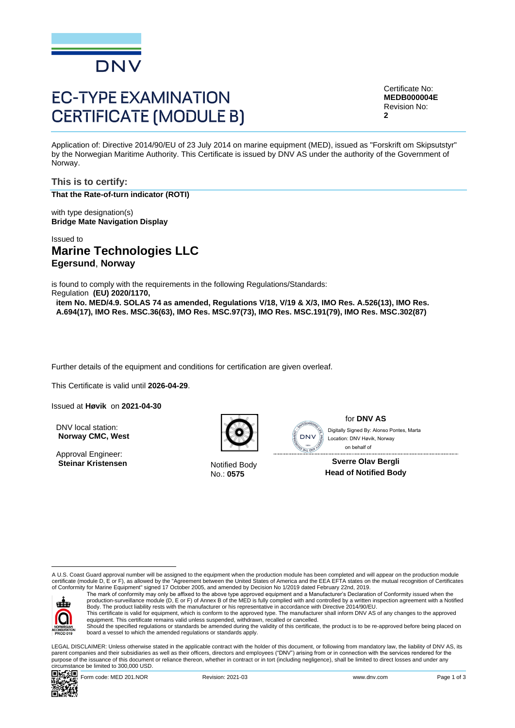# EC-TYPE EXAMINATION CERTIFICATE (MODULE B)

Certificate No:
**MEDB000004E**
Revision No:
**2**

Application of: Directive 2014/90/EU of 23 July 2014 on marine equipment (MED), issued as "Forskrift om Skipsutstyr" by the Norwegian Maritime Authority. This Certificate is issued by DNV AS under the authority of the Government of Norway.

## This is to certify:

**That the Rate-of-turn indicator (ROTI)**

with type designation(s)
**Bridge Mate Navigation Display**

Issued to
## Marine Technologies LLC
**Egersund, Norway**

is found to comply with the requirements in the following Regulations/Standards:
Regulation **(EU) 2020/1170,**
**item No. MED/4.9. SOLAS 74 as amended, Regulations V/18, V/19 & X/3, IMO Res. A.526(13), IMO Res. A.694(17), IMO Res. MSC.36(63), IMO Res. MSC.97(73), IMO Res. MSC.191(79), IMO Res. MSC.302(87)**

Further details of the equipment and conditions for certification are given overleaf.

This Certificate is valid until **2026-04-29**.

Issued at **Høvik** on **2021-04-30**

DNV local station:
**Norway CMC, West**

Approval Engineer:
**Steinar Kristensen**

Notified Body
No.: **0575**

for **DNV AS**

Digitally Signed By: Alonso Pontes, Marta
Location: DNV Høvik, Norway
on behalf of

**Sverre Olav Bergli**
**Head of Notified Body**

A U.S. Coast Guard approval number will be assigned to the equipment when the production module has been completed and will appear on the production module certificate (module D, E or F), as allowed by the "Agreement between the United States of America and the EEA EFTA states on the mutual recognition of Certificates of Conformity for Marine Equipment" signed 17 October 2005, and amended by Decision No 1/2019 dated February 22nd, 2019.

The mark of conformity may only be affixed to the above type approved equipment and a Manufacturer's Declaration of Conformity issued when the production-surveillance module (D, E or F) of Annex B of the MED is fully complied with and controlled by a written inspection agreement with a Notified Body. The product liability rests with the manufacturer or his representative in accordance with Directive 2014/90/EU.
This certificate is valid for equipment, which is conform to the approved type. The manufacturer shall inform DNV AS of any changes to the approved equipment. This certificate remains valid unless suspended, withdrawn, recalled or cancelled.
Should the specified regulations or standards be amended during the validity of this certificate, the product is to be re-approved before being placed on board a vessel to which the amended regulations or standards apply.

NORWEGIAN ACCREDITATION PROD 019

LEGAL DISCLAIMER: Unless otherwise stated in the applicable contract with the holder of this document, or following from mandatory law, the liability of DNV AS, its parent companies and their subsidiaries as well as their officers, directors and employees ("DNV") arising from or in connection with the services rendered for the purpose of the issuance of this document or reliance thereon, whether in contract or in tort (including negligence), shall be limited to direct losses and under any circumstance be limited to 300,000 USD.

Form code: MED 201.NOR Revision: 2021-03 www.dnv.com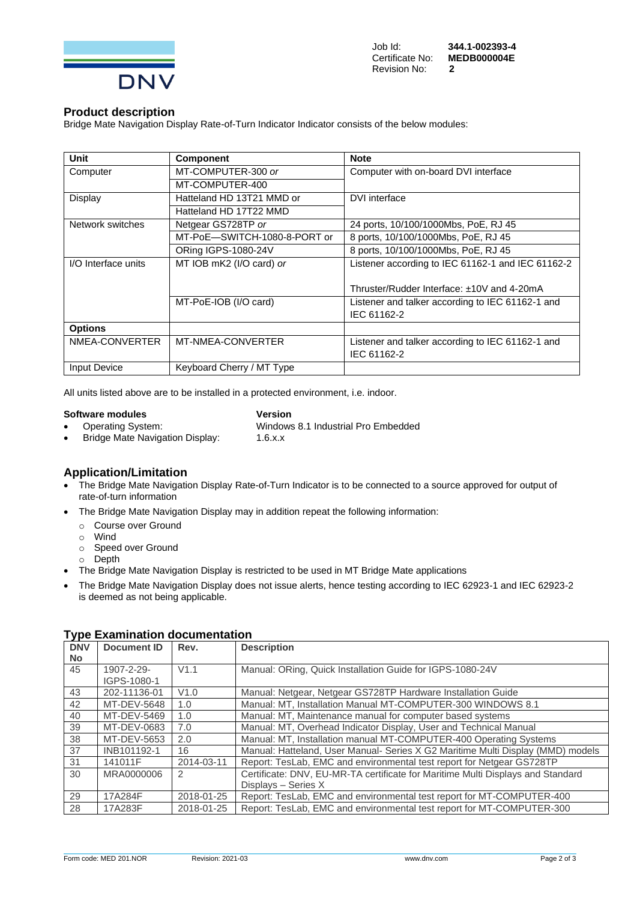Job Id: **344.1-002393-4**
Certificate No: **MEDB000004E**
Revision No: **2**

## Product description

Bridge Mate Navigation Display Rate-of-Turn Indicator Indicator consists of the below modules:

| Unit | Component | Note |
|---|---|---|
| Computer | MT-COMPUTER-300 *or* | Computer with on-board DVI interface |
| | MT-COMPUTER-400 | |
| Display | Hatteland HD 13T21 MMD or | DVI interface |
| | Hatteland HD 17T22 MMD | |
| Network switches | Netgear GS728TP *or* | 24 ports, 10/100/1000Mbs, PoE, RJ 45 |
| | MT-PoE—SWITCH-1080-8-PORT or | 8 ports, 10/100/1000Mbs, PoE, RJ 45 |
| | ORing IGPS-1080-24V | 8 ports, 10/100/1000Mbs, PoE, RJ 45 |
| I/O Interface units | MT IOB mK2 (I/O card) *or* | Listener according to IEC 61162-1 and IEC 61162-2<br><br>Thruster/Rudder Interface: ±10V and 4-20mA |
| | MT-PoE-IOB (I/O card) | Listener and talker according to IEC 61162-1 and IEC 61162-2 |
| **Options** | | |
| NMEA-CONVERTER | MT-NMEA-CONVERTER | Listener and talker according to IEC 61162-1 and IEC 61162-2 |
| Input Device | Keyboard Cherry / MT Type | |

All units listed above are to be installed in a protected environment, i.e. indoor.

| **Software modules** | **Version** |
|---|---|
| • Operating System: | Windows 8.1 Industrial Pro Embedded |
| • Bridge Mate Navigation Display: | 1.6.x.x |

## Application/Limitation

- The Bridge Mate Navigation Display Rate-of-Turn Indicator is to be connected to a source approved for output of rate-of-turn information
- The Bridge Mate Navigation Display may in addition repeat the following information:
  - Course over Ground
  - Wind
  - Speed over Ground
  - Depth
- The Bridge Mate Navigation Display is restricted to be used in MT Bridge Mate applications
- The Bridge Mate Navigation Display does not issue alerts, hence testing according to IEC 62923-1 and IEC 62923-2 is deemed as not being applicable.

## Type Examination documentation

| DNV No | Document ID | Rev. | Description |
|---|---|---|---|
| 45 | 1907-2-29-IGPS-1080-1 | V1.1 | Manual: ORing, Quick Installation Guide for IGPS-1080-24V |
| 43 | 202-11136-01 | V1.0 | Manual: Netgear, Netgear GS728TP Hardware Installation Guide |
| 42 | MT-DEV-5648 | 1.0 | Manual: MT, Installation Manual MT-COMPUTER-300 WINDOWS 8.1 |
| 40 | MT-DEV-5469 | 1.0 | Manual: MT, Maintenance manual for computer based systems |
| 39 | MT-DEV-0683 | 7.0 | Manual: MT, Overhead Indicator Display, User and Technical Manual |
| 38 | MT-DEV-5653 | 2.0 | Manual: MT, Installation manual MT-COMPUTER-400 Operating Systems |
| 37 | INB101192-1 | 16 | Manual: Hatteland, User Manual- Series X G2 Maritime Multi Display (MMD) models |
| 31 | 141011F | 2014-03-11 | Report: TesLab, EMC and environmental test report for Netgear GS728TP |
| 30 | MRA0000006 | 2 | Certificate: DNV, EU-MR-TA certificate for Maritime Multi Displays and Standard Displays – Series X |
| 29 | 17A284F | 2018-01-25 | Report: TesLab, EMC and environmental test report for MT-COMPUTER-400 |
| 28 | 17A283F | 2018-01-25 | Report: TesLab, EMC and environmental test report for MT-COMPUTER-300 |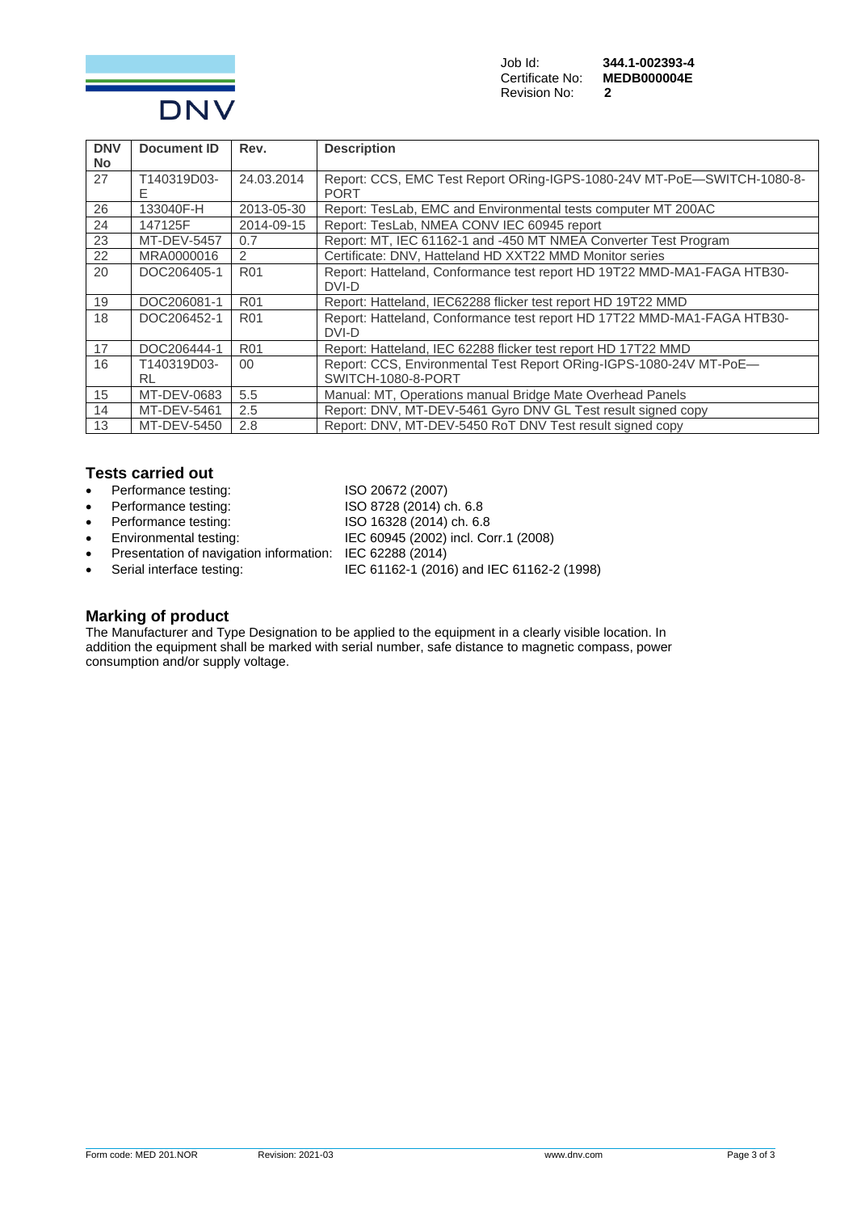Job Id: **344.1-002393-4**
Certificate No: **MEDB000004E**
Revision No: **2**

| DNV No | Document ID | Rev. | Description |
|---|---|---|---|
| 27 | T140319D03-E | 24.03.2014 | Report: CCS, EMC Test Report ORing-IGPS-1080-24V MT-PoE—SWITCH-1080-8-PORT |
| 26 | 133040F-H | 2013-05-30 | Report: TesLab, EMC and Environmental tests computer MT 200AC |
| 24 | 147125F | 2014-09-15 | Report: TesLab, NMEA CONV IEC 60945 report |
| 23 | MT-DEV-5457 | 0.7 | Report: MT, IEC 61162-1 and -450 MT NMEA Converter Test Program |
| 22 | MRA0000016 | 2 | Certificate: DNV, Hatteland HD XXT22 MMD Monitor series |
| 20 | DOC206405-1 | R01 | Report: Hatteland, Conformance test report HD 19T22 MMD-MA1-FAGA HTB30-DVI-D |
| 19 | DOC206081-1 | R01 | Report: Hatteland, IEC62288 flicker test report HD 19T22 MMD |
| 18 | DOC206452-1 | R01 | Report: Hatteland, Conformance test report HD 17T22 MMD-MA1-FAGA HTB30-DVI-D |
| 17 | DOC206444-1 | R01 | Report: Hatteland, IEC 62288 flicker test report HD 17T22 MMD |
| 16 | T140319D03-RL | 00 | Report: CCS, Environmental Test Report ORing-IGPS-1080-24V MT-PoE—SWITCH-1080-8-PORT |
| 15 | MT-DEV-0683 | 5.5 | Manual: MT, Operations manual Bridge Mate Overhead Panels |
| 14 | MT-DEV-5461 | 2.5 | Report: DNV, MT-DEV-5461 Gyro DNV GL Test result signed copy |
| 13 | MT-DEV-5450 | 2.8 | Report: DNV, MT-DEV-5450 RoT DNV Test result signed copy |

## Tests carried out

- Performance testing: ISO 20672 (2007)
- Performance testing: ISO 8728 (2014) ch. 6.8
- Performance testing: ISO 16328 (2014) ch. 6.8
- Environmental testing: IEC 60945 (2002) incl. Corr.1 (2008)
- Presentation of navigation information: IEC 62288 (2014)
- Serial interface testing: IEC 61162-1 (2016) and IEC 61162-2 (1998)

## Marking of product

The Manufacturer and Type Designation to be applied to the equipment in a clearly visible location. In addition the equipment shall be marked with serial number, safe distance to magnetic compass, power consumption and/or supply voltage.